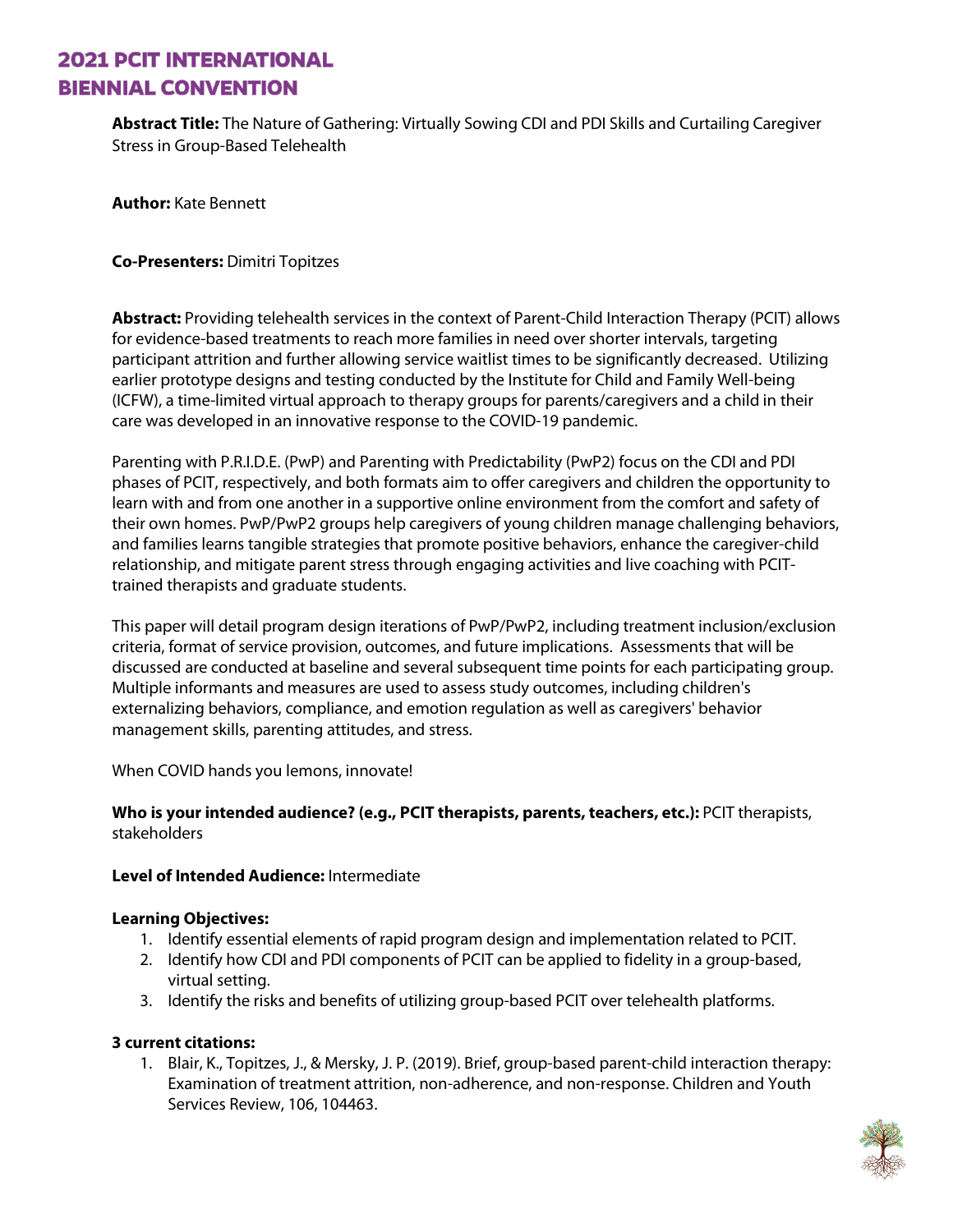# 2021 PCIT INTERNATIONAL BIENNIAL CONVENTION

**Abstract Title:** The Nature of Gathering: Virtually Sowing CDI and PDI Skills and Curtailing Caregiver Stress in Group-Based Telehealth

**Author:** Kate Bennett

**Co-Presenters:** Dimitri Topitzes

**Abstract:** Providing telehealth services in the context of Parent-Child Interaction Therapy (PCIT) allows for evidence-based treatments to reach more families in need over shorter intervals, targeting participant attrition and further allowing service waitlist times to be significantly decreased. Utilizing earlier prototype designs and testing conducted by the Institute for Child and Family Well-being (ICFW), a time-limited virtual approach to therapy groups for parents/caregivers and a child in their care was developed in an innovative response to the COVID-19 pandemic.

Parenting with P.R.I.D.E. (PwP) and Parenting with Predictability (PwP2) focus on the CDI and PDI phases of PCIT, respectively, and both formats aim to offer caregivers and children the opportunity to learn with and from one another in a supportive online environment from the comfort and safety of their own homes. PwP/PwP2 groups help caregivers of young children manage challenging behaviors, and families learns tangible strategies that promote positive behaviors, enhance the caregiver-child relationship, and mitigate parent stress through engaging activities and live coaching with PCIT-trained therapists and graduate students.

This paper will detail program design iterations of PwP/PwP2, including treatment inclusion/exclusion criteria, format of service provision, outcomes, and future implications. Assessments that will be discussed are conducted at baseline and several subsequent time points for each participating group. Multiple informants and measures are used to assess study outcomes, including children's externalizing behaviors, compliance, and emotion regulation as well as caregivers' behavior management skills, parenting attitudes, and stress.

When COVID hands you lemons, innovate!

**Who is your intended audience? (e.g., PCIT therapists, parents, teachers, etc.):** PCIT therapists, stakeholders

**Level of Intended Audience:** Intermediate

**Learning Objectives:**

1. Identify essential elements of rapid program design and implementation related to PCIT.
2. Identify how CDI and PDI components of PCIT can be applied to fidelity in a group-based, virtual setting.
3. Identify the risks and benefits of utilizing group-based PCIT over telehealth platforms.

**3 current citations:**

1. Blair, K., Topitzes, J., & Mersky, J. P. (2019). Brief, group-based parent-child interaction therapy: Examination of treatment attrition, non-adherence, and non-response. Children and Youth Services Review, 106, 104463.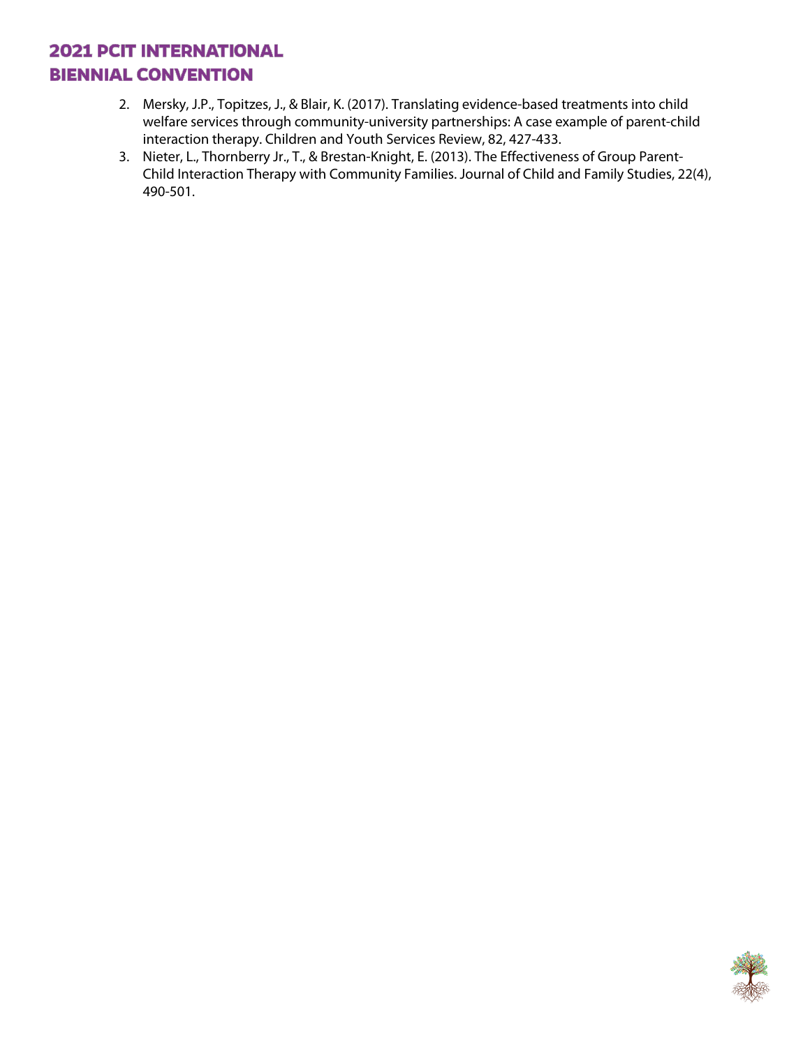2. Mersky, J.P., Topitzes, J., & Blair, K. (2017). Translating evidence-based treatments into child welfare services through community-university partnerships: A case example of parent-child interaction therapy. Children and Youth Services Review, 82, 427-433.
3. Nieter, L., Thornberry Jr., T., & Brestan-Knight, E. (2013). The Effectiveness of Group Parent-Child Interaction Therapy with Community Families. Journal of Child and Family Studies, 22(4), 490-501.